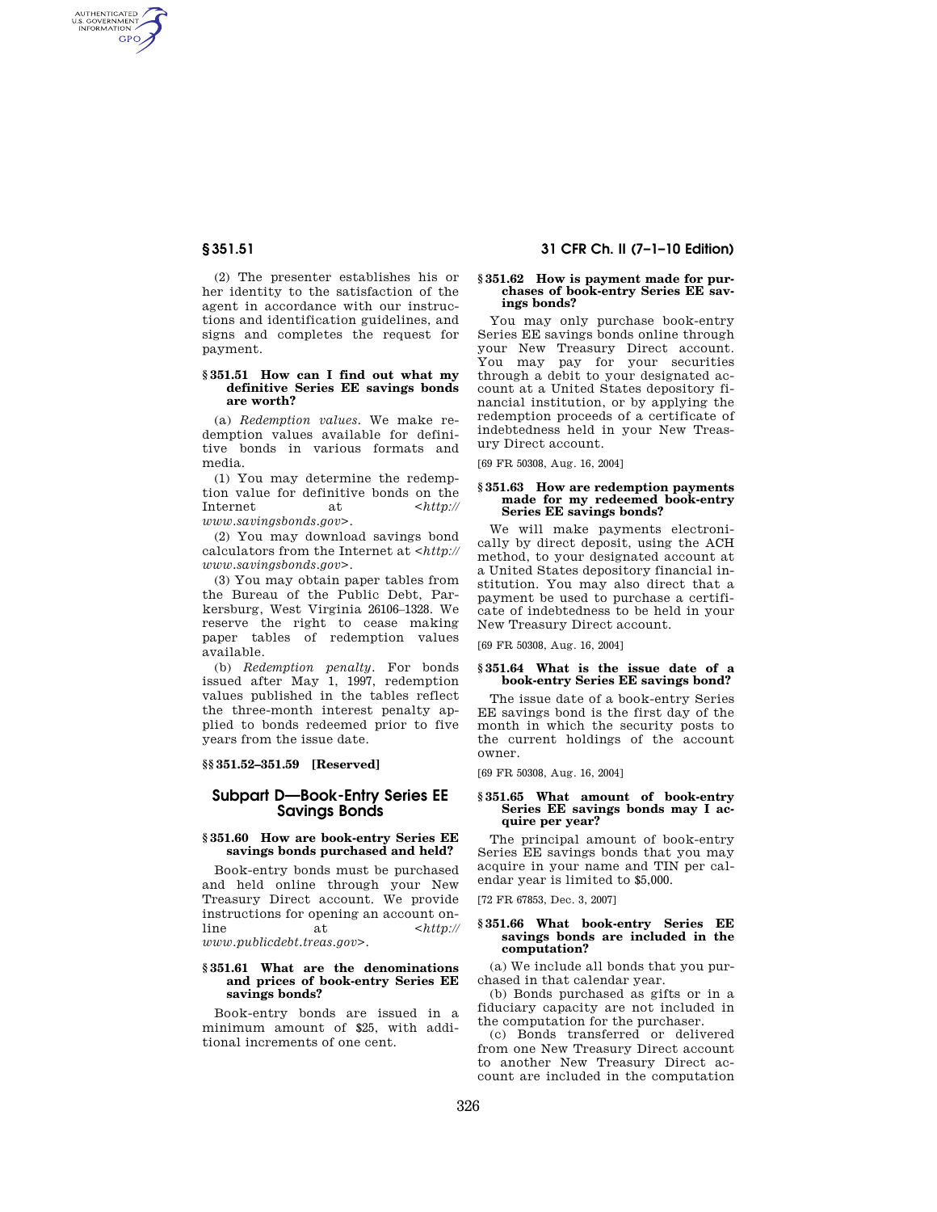(2) The presenter establishes his or her identity to the satisfaction of the agent in accordance with our instructions and identification guidelines, and signs and completes the request for payment.

### § 351.51 How can I find out what my definitive Series EE savings bonds are worth?

(a) *Redemption values.* We make redemption values available for definitive bonds in various formats and media.

(1) You may determine the redemption value for definitive bonds on the Internet at <*http://www.savingsbonds.gov*>.

(2) You may download savings bond calculators from the Internet at <*http://www.savingsbonds.gov*>.

(3) You may obtain paper tables from the Bureau of the Public Debt, Parkersburg, West Virginia 26106–1328. We reserve the right to cease making paper tables of redemption values available.

(b) *Redemption penalty.* For bonds issued after May 1, 1997, redemption values published in the tables reflect the three-month interest penalty applied to bonds redeemed prior to five years from the issue date.

### §§ 351.52–351.59 [Reserved]

## Subpart D—Book-Entry Series EE Savings Bonds

### § 351.60 How are book-entry Series EE savings bonds purchased and held?

Book-entry bonds must be purchased and held online through your New Treasury Direct account. We provide instructions for opening an account online at <*http://www.publicdebt.treas.gov*>.

### § 351.61 What are the denominations and prices of book-entry Series EE savings bonds?

Book-entry bonds are issued in a minimum amount of $25, with additional increments of one cent.

### § 351.62 How is payment made for purchases of book-entry Series EE savings bonds?

You may only purchase book-entry Series EE savings bonds online through your New Treasury Direct account. You may pay for your securities through a debit to your designated account at a United States depository financial institution, or by applying the redemption proceeds of a certificate of indebtedness held in your New Treasury Direct account.

[69 FR 50308, Aug. 16, 2004]

### § 351.63 How are redemption payments made for my redeemed book-entry Series EE savings bonds?

We will make payments electronically by direct deposit, using the ACH method, to your designated account at a United States depository financial institution. You may also direct that a payment be used to purchase a certificate of indebtedness to be held in your New Treasury Direct account.

[69 FR 50308, Aug. 16, 2004]

### § 351.64 What is the issue date of a book-entry Series EE savings bond?

The issue date of a book-entry Series EE savings bond is the first day of the month in which the security posts to the current holdings of the account owner.

[69 FR 50308, Aug. 16, 2004]

### § 351.65 What amount of book-entry Series EE savings bonds may I acquire per year?

The principal amount of book-entry Series EE savings bonds that you may acquire in your name and TIN per calendar year is limited to $5,000.

[72 FR 67853, Dec. 3, 2007]

### § 351.66 What book-entry Series EE savings bonds are included in the computation?

(a) We include all bonds that you purchased in that calendar year.

(b) Bonds purchased as gifts or in a fiduciary capacity are not included in the computation for the purchaser.

(c) Bonds transferred or delivered from one New Treasury Direct account to another New Treasury Direct account are included in the computation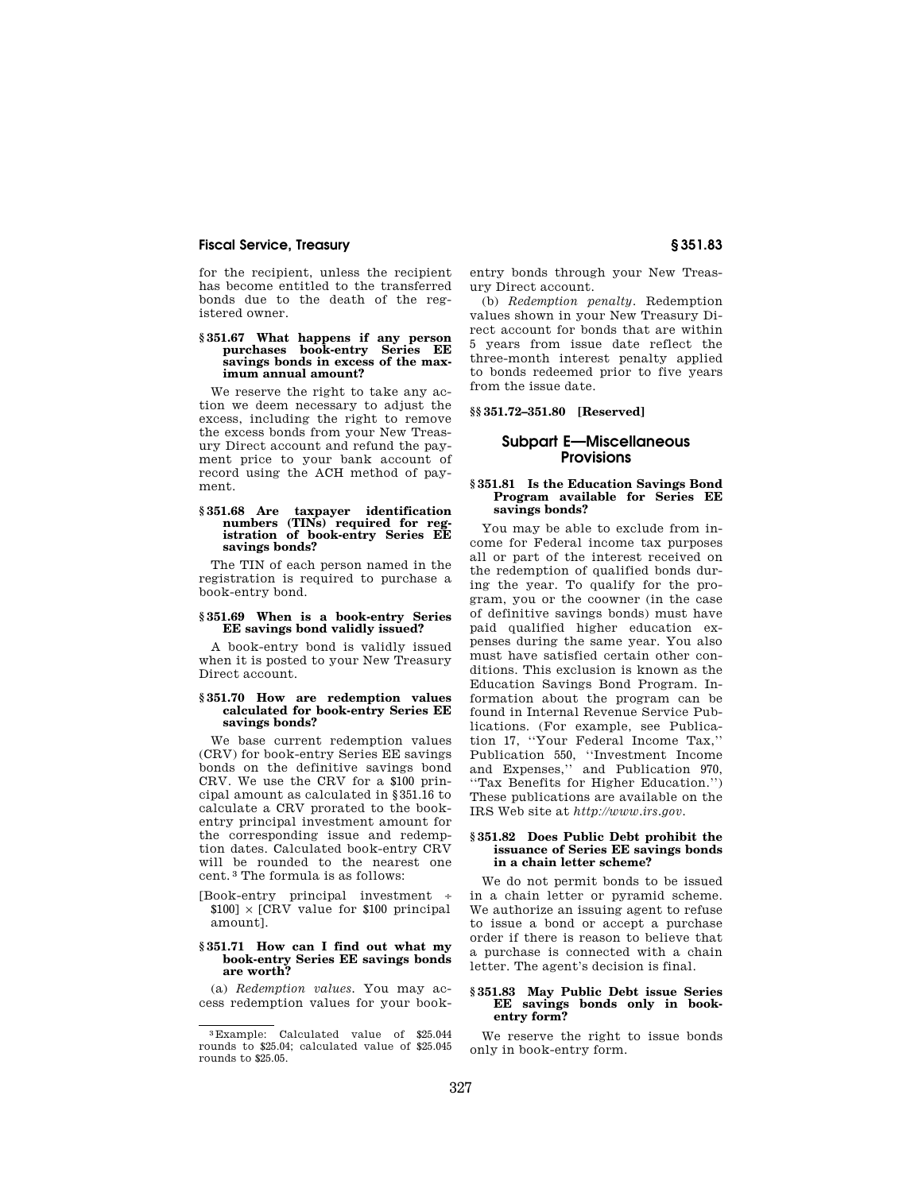for the recipient, unless the recipient has become entitled to the transferred bonds due to the death of the registered owner.

### § 351.67 What happens if any person purchases book-entry Series EE savings bonds in excess of the maximum annual amount?

We reserve the right to take any action we deem necessary to adjust the excess, including the right to remove the excess bonds from your New Treasury Direct account and refund the payment price to your bank account of record using the ACH method of payment.

### § 351.68 Are taxpayer identification numbers (TINs) required for registration of book-entry Series EE savings bonds?

The TIN of each person named in the registration is required to purchase a book-entry bond.

### § 351.69 When is a book-entry Series EE savings bond validly issued?

A book-entry bond is validly issued when it is posted to your New Treasury Direct account.

### § 351.70 How are redemption values calculated for book-entry Series EE savings bonds?

We base current redemption values (CRV) for book-entry Series EE savings bonds on the definitive savings bond CRV. We use the CRV for a $100 principal amount as calculated in § 351.16 to calculate a CRV prorated to the book-entry principal investment amount for the corresponding issue and redemption dates. Calculated book-entry CRV will be rounded to the nearest one cent.[3] The formula is as follows:

[Book-entry principal investment ÷ $100] × [CRV value for $100 principal amount].

### § 351.71 How can I find out what my book-entry Series EE savings bonds are worth?

(a) *Redemption values.* You may access redemption values for your book-entry bonds through your New Treasury Direct account.

(b) *Redemption penalty.* Redemption values shown in your New Treasury Direct account for bonds that are within 5 years from issue date reflect the three-month interest penalty applied to bonds redeemed prior to five years from the issue date.

### §§ 351.72–351.80 [Reserved]

## Subpart E—Miscellaneous Provisions

### § 351.81 Is the Education Savings Bond Program available for Series EE savings bonds?

You may be able to exclude from income for Federal income tax purposes all or part of the interest received on the redemption of qualified bonds during the year. To qualify for the program, you or the coowner (in the case of definitive savings bonds) must have paid qualified higher education expenses during the same year. You also must have satisfied certain other conditions. This exclusion is known as the Education Savings Bond Program. Information about the program can be found in Internal Revenue Service Publications. (For example, see Publication 17, "Your Federal Income Tax," Publication 550, "Investment Income and Expenses," and Publication 970, "Tax Benefits for Higher Education.") These publications are available on the IRS Web site at *http://www.irs.gov*.

### § 351.82 Does Public Debt prohibit the issuance of Series EE savings bonds in a chain letter scheme?

We do not permit bonds to be issued in a chain letter or pyramid scheme. We authorize an issuing agent to refuse to issue a bond or accept a purchase order if there is reason to believe that a purchase is connected with a chain letter. The agent's decision is final.

### § 351.83 May Public Debt issue Series EE savings bonds only in book-entry form?

We reserve the right to issue bonds only in book-entry form.

---

[3] Example: Calculated value of $25.044 rounds to $25.04; calculated value of $25.045 rounds to $25.05.